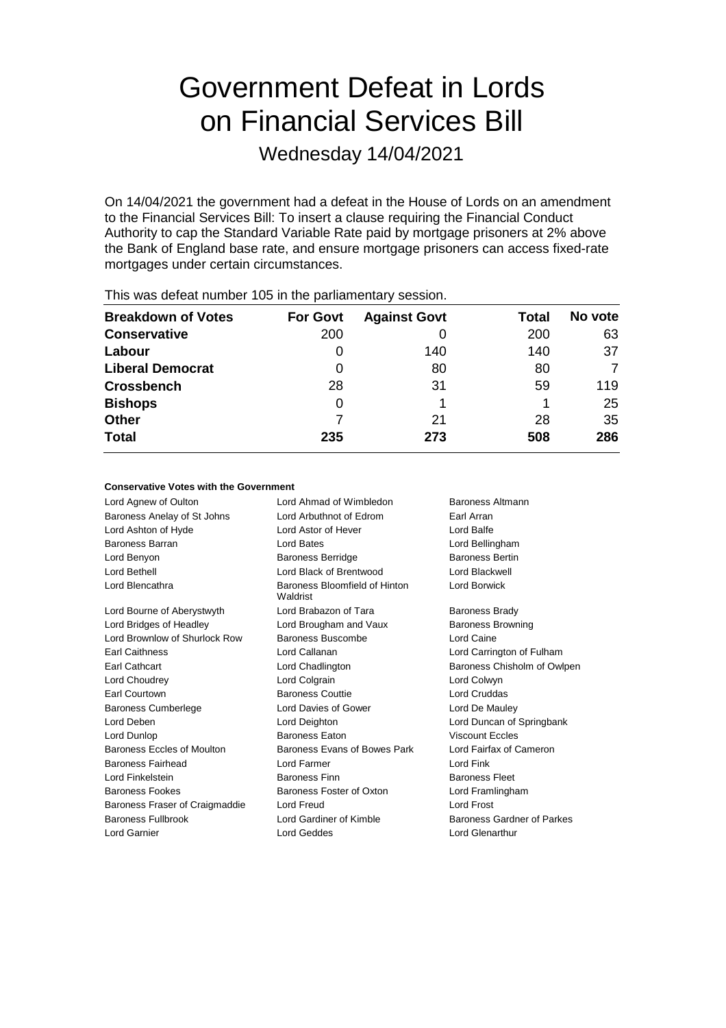# Government Defeat in Lords on Financial Services Bill

Wednesday 14/04/2021

On 14/04/2021 the government had a defeat in the House of Lords on an amendment to the Financial Services Bill: To insert a clause requiring the Financial Conduct Authority to cap the Standard Variable Rate paid by mortgage prisoners at 2% above the Bank of England base rate, and ensure mortgage prisoners can access fixed-rate mortgages under certain circumstances.

This was defeat number 105 in the parliamentary session.

| Breakdown of Votes | For Govt | Against Govt | Total | No vote |
|---|---|---|---|---|
| **Conservative** | 200 | 0 | 200 | 63 |
| **Labour** | 0 | 140 | 140 | 37 |
| **Liberal Democrat** | 0 | 80 | 80 | 7 |
| **Crossbench** | 28 | 31 | 59 | 119 |
| **Bishops** | 0 | 1 | 1 | 25 |
| **Other** | 7 | 21 | 28 | 35 |
| **Total** | **235** | **273** | **508** | **286** |

### Conservative Votes with the Government

| | | |
|---|---|---|
| Lord Agnew of Oulton | Lord Ahmad of Wimbledon | Baroness Altmann |
| Baroness Anelay of St Johns | Lord Arbuthnot of Edrom | Earl Arran |
| Lord Ashton of Hyde | Lord Astor of Hever | Lord Balfe |
| Baroness Barran | Lord Bates | Lord Bellingham |
| Lord Benyon | Baroness Berridge | Baroness Bertin |
| Lord Bethell | Lord Black of Brentwood | Lord Blackwell |
| Lord Blencathra | Baroness Bloomfield of Hinton Waldrist | Lord Borwick |
| Lord Bourne of Aberystwyth | Lord Brabazon of Tara | Baroness Brady |
| Lord Bridges of Headley | Lord Brougham and Vaux | Baroness Browning |
| Lord Brownlow of Shurlock Row | Baroness Buscombe | Lord Caine |
| Earl Caithness | Lord Callanan | Lord Carrington of Fulham |
| Earl Cathcart | Lord Chadlington | Baroness Chisholm of Owlpen |
| Lord Choudrey | Lord Colgrain | Lord Colwyn |
| Earl Courtown | Baroness Couttie | Lord Cruddas |
| Baroness Cumberlege | Lord Davies of Gower | Lord De Mauley |
| Lord Deben | Lord Deighton | Lord Duncan of Springbank |
| Lord Dunlop | Baroness Eaton | Viscount Eccles |
| Baroness Eccles of Moulton | Baroness Evans of Bowes Park | Lord Fairfax of Cameron |
| Baroness Fairhead | Lord Farmer | Lord Fink |
| Lord Finkelstein | Baroness Finn | Baroness Fleet |
| Baroness Fookes | Baroness Foster of Oxton | Lord Framlingham |
| Baroness Fraser of Craigmaddie | Lord Freud | Lord Frost |
| Baroness Fullbrook | Lord Gardiner of Kimble | Baroness Gardner of Parkes |
| Lord Garnier | Lord Geddes | Lord Glenarthur |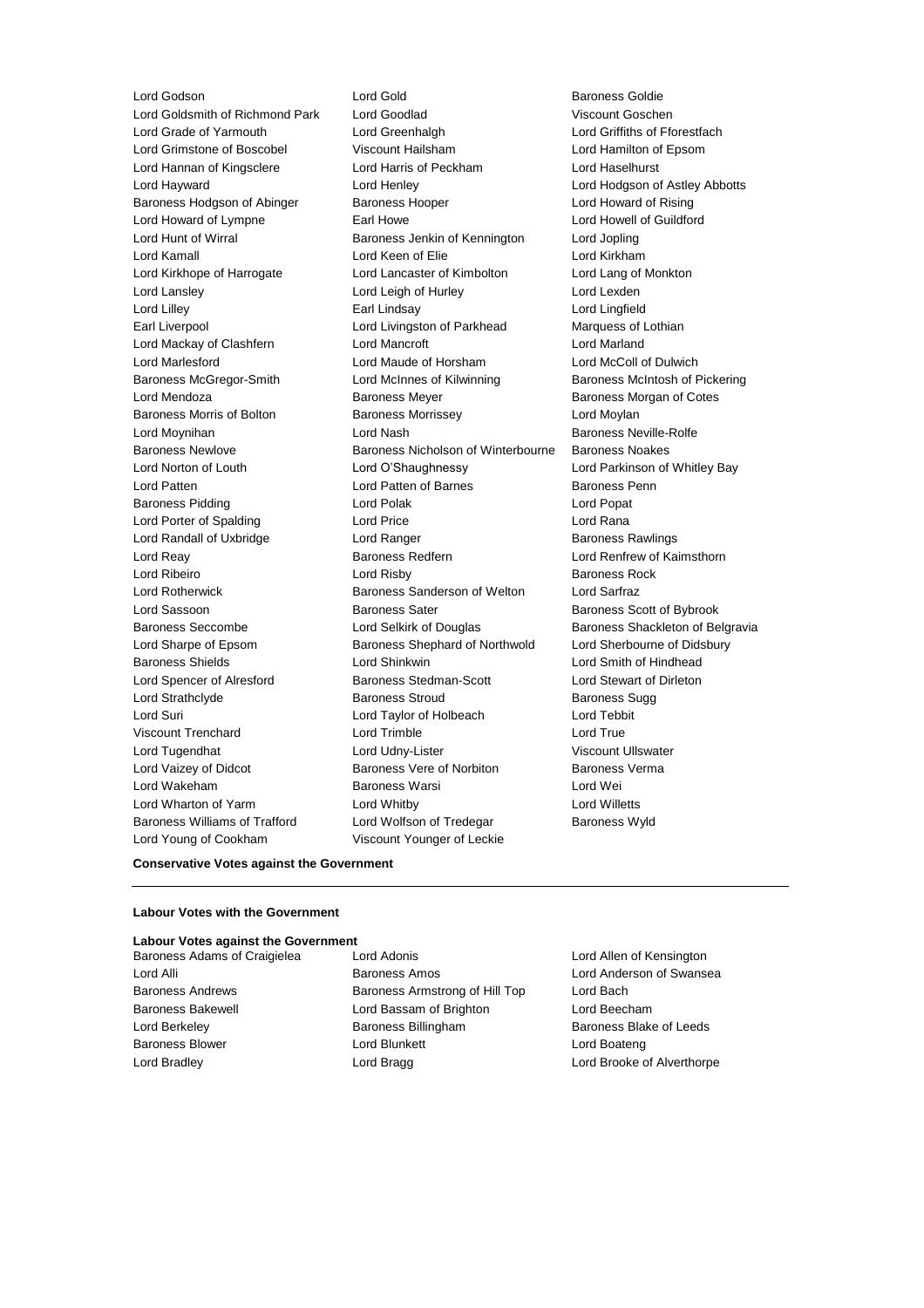Lord Godson
Lord Gold
Baroness Goldie
Lord Goldsmith of Richmond Park
Lord Goodlad
Viscount Goschen
Lord Grade of Yarmouth
Lord Greenhalgh
Lord Griffiths of Fforestfach
Lord Grimstone of Boscobel
Viscount Hailsham
Lord Hamilton of Epsom
Lord Hannan of Kingsclere
Lord Harris of Peckham
Lord Haselhurst
Lord Hayward
Lord Henley
Lord Hodgson of Astley Abbotts
Baroness Hodgson of Abinger
Baroness Hooper
Lord Howard of Rising
Lord Howard of Lympne
Earl Howe
Lord Howell of Guildford
Lord Hunt of Wirral
Baroness Jenkin of Kennington
Lord Jopling
Lord Kamall
Lord Keen of Elie
Lord Kirkham
Lord Kirkhope of Harrogate
Lord Lancaster of Kimbolton
Lord Lang of Monkton
Lord Lansley
Lord Leigh of Hurley
Lord Lexden
Lord Lilley
Earl Lindsay
Lord Lingfield
Earl Liverpool
Lord Livingston of Parkhead
Marquess of Lothian
Lord Mackay of Clashfern
Lord Mancroft
Lord Marland
Lord Marlesford
Lord Maude of Horsham
Lord McColl of Dulwich
Baroness McGregor-Smith
Lord McInnes of Kilwinning
Baroness McIntosh of Pickering
Lord Mendoza
Baroness Meyer
Baroness Morgan of Cotes
Baroness Morris of Bolton
Baroness Morrissey
Lord Moylan
Lord Moynihan
Lord Nash
Baroness Neville-Rolfe
Baroness Newlove
Baroness Nicholson of Winterbourne
Baroness Noakes
Lord Norton of Louth
Lord O'Shaughnessy
Lord Parkinson of Whitley Bay
Lord Patten
Lord Patten of Barnes
Baroness Penn
Baroness Pidding
Lord Polak
Lord Popat
Lord Porter of Spalding
Lord Price
Lord Rana
Lord Randall of Uxbridge
Lord Ranger
Baroness Rawlings
Lord Reay
Baroness Redfern
Lord Renfrew of Kaimsthorn
Lord Ribeiro
Lord Risby
Baroness Rock
Lord Rotherwick
Baroness Sanderson of Welton
Lord Sarfraz
Lord Sassoon
Baroness Sater
Baroness Scott of Bybrook
Baroness Seccombe
Lord Selkirk of Douglas
Baroness Shackleton of Belgravia
Lord Sharpe of Epsom
Baroness Shephard of Northwold
Lord Sherbourne of Didsbury
Baroness Shields
Lord Shinkwin
Lord Smith of Hindhead
Lord Spencer of Alresford
Baroness Stedman-Scott
Lord Stewart of Dirleton
Lord Strathclyde
Baroness Stroud
Baroness Sugg
Lord Suri
Lord Taylor of Holbeach
Lord Tebbit
Viscount Trenchard
Lord Trimble
Lord True
Lord Tugendhat
Lord Udny-Lister
Viscount Ullswater
Lord Vaizey of Didcot
Baroness Vere of Norbiton
Baroness Verma
Lord Wakeham
Baroness Warsi
Lord Wei
Lord Wharton of Yarm
Lord Whitby
Lord Willetts
Baroness Williams of Trafford
Lord Wolfson of Tredegar
Baroness Wyld
Lord Young of Cookham
Viscount Younger of Leckie

**Conservative Votes against the Government**

---

**Labour Votes with the Government**

**Labour Votes against the Government**

Baroness Adams of Craigielea
Lord Adonis
Lord Allen of Kensington
Lord Alli
Baroness Amos
Lord Anderson of Swansea
Baroness Andrews
Baroness Armstrong of Hill Top
Lord Bach
Baroness Bakewell
Lord Bassam of Brighton
Lord Beecham
Lord Berkeley
Baroness Billingham
Baroness Blake of Leeds
Baroness Blower
Lord Blunkett
Lord Boateng
Lord Bradley
Lord Bragg
Lord Brooke of Alverthorpe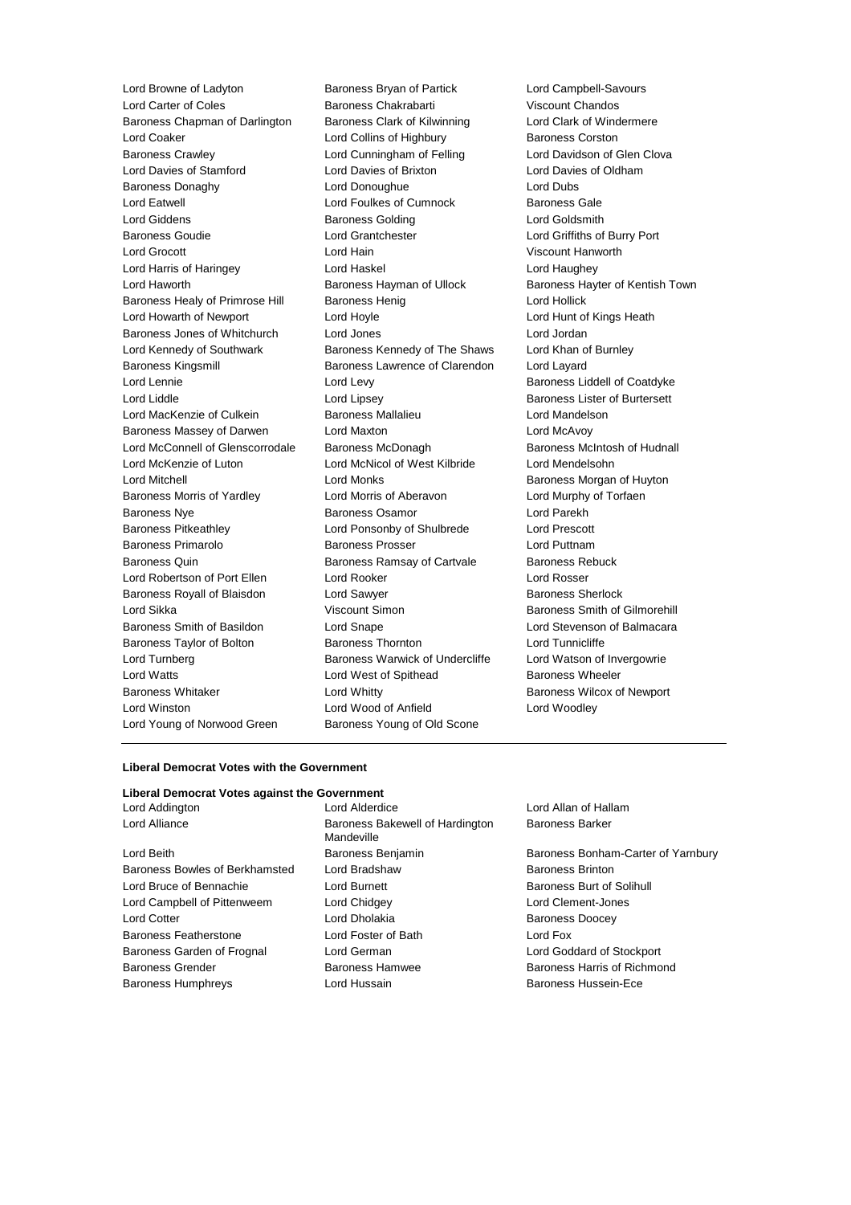Lord Browne of Ladyton
Baroness Bryan of Partick
Lord Campbell-Savours
Lord Carter of Coles
Baroness Chakrabarti
Viscount Chandos
Baroness Chapman of Darlington
Baroness Clark of Kilwinning
Lord Clark of Windermere
Lord Coaker
Lord Collins of Highbury
Baroness Corston
Baroness Crawley
Lord Cunningham of Felling
Lord Davidson of Glen Clova
Lord Davies of Stamford
Lord Davies of Brixton
Lord Davies of Oldham
Baroness Donaghy
Lord Donoughue
Lord Dubs
Lord Eatwell
Lord Foulkes of Cumnock
Baroness Gale
Lord Giddens
Baroness Golding
Lord Goldsmith
Baroness Goudie
Lord Grantchester
Lord Griffiths of Burry Port
Lord Grocott
Lord Hain
Viscount Hanworth
Lord Harris of Haringey
Lord Haskel
Lord Haughey
Lord Haworth
Baroness Hayman of Ullock
Baroness Hayter of Kentish Town
Baroness Healy of Primrose Hill
Baroness Henig
Lord Hollick
Lord Howarth of Newport
Lord Hoyle
Lord Hunt of Kings Heath
Baroness Jones of Whitchurch
Lord Jones
Lord Jordan
Lord Kennedy of Southwark
Baroness Kennedy of The Shaws
Lord Khan of Burnley
Baroness Kingsmill
Baroness Lawrence of Clarendon
Lord Layard
Lord Lennie
Lord Levy
Baroness Liddell of Coatdyke
Lord Liddle
Lord Lipsey
Baroness Lister of Burtersett
Lord MacKenzie of Culkein
Baroness Mallalieu
Lord Mandelson
Baroness Massey of Darwen
Lord Maxton
Lord McAvoy
Lord McConnell of Glenscorrodale
Baroness McDonagh
Baroness McIntosh of Hudnall
Lord McKenzie of Luton
Lord McNicol of West Kilbride
Lord Mendelsohn
Lord Mitchell
Lord Monks
Baroness Morgan of Huyton
Baroness Morris of Yardley
Lord Morris of Aberavon
Lord Murphy of Torfaen
Baroness Nye
Baroness Osamor
Lord Parekh
Baroness Pitkeathley
Lord Ponsonby of Shulbrede
Lord Prescott
Baroness Primarolo
Baroness Prosser
Lord Puttnam
Baroness Quin
Baroness Ramsay of Cartvale
Baroness Rebuck
Lord Robertson of Port Ellen
Lord Rooker
Lord Rosser
Baroness Royall of Blaisdon
Lord Sawyer
Baroness Sherlock
Lord Sikka
Viscount Simon
Baroness Smith of Gilmorehill
Baroness Smith of Basildon
Lord Snape
Lord Stevenson of Balmacara
Baroness Taylor of Bolton
Baroness Thornton
Lord Tunnicliffe
Lord Turnberg
Baroness Warwick of Undercliffe
Lord Watson of Invergowrie
Lord Watts
Lord West of Spithead
Baroness Wheeler
Baroness Whitaker
Lord Whitty
Baroness Wilcox of Newport
Lord Winston
Lord Wood of Anfield
Lord Woodley
Lord Young of Norwood Green
Baroness Young of Old Scone

---

**Liberal Democrat Votes with the Government**

**Liberal Democrat Votes against the Government**

Lord Addington
Lord Alderdice
Lord Allan of Hallam
Lord Alliance
Baroness Bakewell of Hardington Mandeville
Baroness Barker
Lord Beith
Baroness Benjamin
Baroness Bonham-Carter of Yarnbury
Baroness Bowles of Berkhamsted
Lord Bradshaw
Baroness Brinton
Lord Bruce of Bennachie
Lord Burnett
Baroness Burt of Solihull
Lord Campbell of Pittenweem
Lord Chidgey
Lord Clement-Jones
Lord Cotter
Lord Dholakia
Baroness Doocey
Baroness Featherstone
Lord Foster of Bath
Lord Fox
Baroness Garden of Frognal
Lord German
Lord Goddard of Stockport
Baroness Grender
Baroness Hamwee
Baroness Harris of Richmond
Baroness Humphreys
Lord Hussain
Baroness Hussein-Ece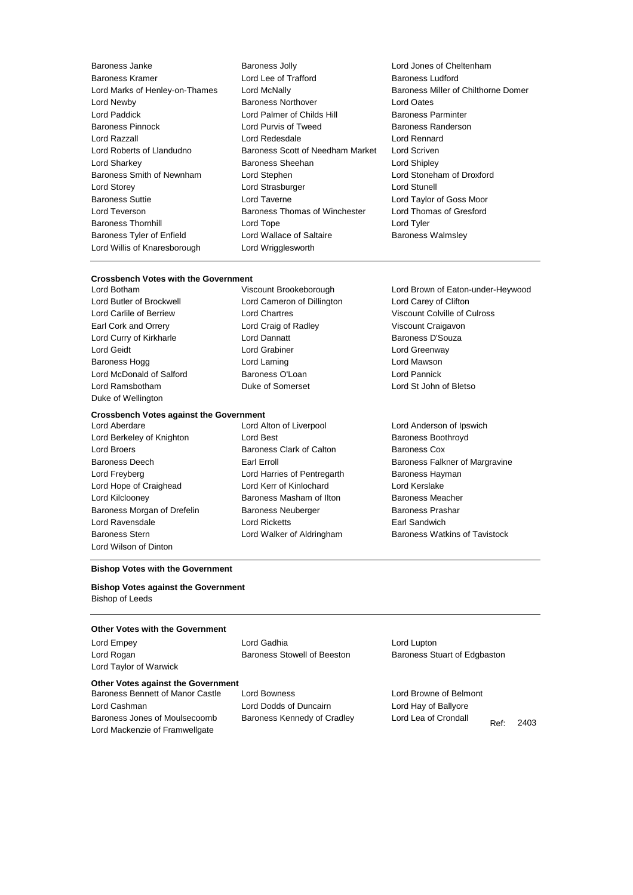Baroness Janke
Baroness Jolly
Lord Jones of Cheltenham
Baroness Kramer
Lord Lee of Trafford
Baroness Ludford
Lord Marks of Henley-on-Thames
Lord McNally
Baroness Miller of Chilthorne Domer
Lord Newby
Baroness Northover
Lord Oates
Lord Paddick
Lord Palmer of Childs Hill
Baroness Parminter
Baroness Pinnock
Lord Purvis of Tweed
Baroness Randerson
Lord Razzall
Lord Redesdale
Lord Rennard
Lord Roberts of Llandudno
Baroness Scott of Needham Market
Lord Scriven
Lord Sharkey
Baroness Sheehan
Lord Shipley
Baroness Smith of Newnham
Lord Stephen
Lord Stoneham of Droxford
Lord Storey
Lord Strasburger
Lord Stunell
Baroness Suttie
Lord Taverne
Lord Taylor of Goss Moor
Lord Teverson
Baroness Thomas of Winchester
Lord Thomas of Gresford
Baroness Thornhill
Lord Tope
Lord Tyler
Baroness Tyler of Enfield
Lord Wallace of Saltaire
Baroness Walmsley
Lord Willis of Knaresborough
Lord Wrigglesworth

**Crossbench Votes with the Government**

Lord Botham
Viscount Brookeborough
Lord Brown of Eaton-under-Heywood
Lord Butler of Brockwell
Lord Cameron of Dillington
Lord Carey of Clifton
Lord Carlile of Berriew
Lord Chartres
Viscount Colville of Culross
Earl Cork and Orrery
Lord Craig of Radley
Viscount Craigavon
Lord Curry of Kirkharle
Lord Dannatt
Baroness D'Souza
Lord Geidt
Lord Grabiner
Lord Greenway
Baroness Hogg
Lord Laming
Lord Mawson
Lord McDonald of Salford
Baroness O'Loan
Lord Pannick
Lord Ramsbotham
Duke of Somerset
Lord St John of Bletso
Duke of Wellington

**Crossbench Votes against the Government**

Lord Aberdare
Lord Alton of Liverpool
Lord Anderson of Ipswich
Lord Berkeley of Knighton
Lord Best
Baroness Boothroyd
Lord Broers
Baroness Clark of Calton
Baroness Cox
Baroness Deech
Earl Erroll
Baroness Falkner of Margravine
Lord Freyberg
Lord Harries of Pentregarth
Baroness Hayman
Lord Hope of Craighead
Lord Kerr of Kinlochard
Lord Kerslake
Lord Kilclooney
Baroness Masham of Ilton
Baroness Meacher
Baroness Morgan of Drefelin
Baroness Neuberger
Baroness Prashar
Lord Ravensdale
Lord Ricketts
Earl Sandwich
Baroness Stern
Lord Walker of Aldringham
Baroness Watkins of Tavistock
Lord Wilson of Dinton

**Bishop Votes with the Government**

**Bishop Votes against the Government**

Bishop of Leeds

**Other Votes with the Government**

Lord Empey
Lord Gadhia
Lord Lupton
Lord Rogan
Baroness Stowell of Beeston
Baroness Stuart of Edgbaston
Lord Taylor of Warwick

**Other Votes against the Government**

Baroness Bennett of Manor Castle
Lord Bowness
Lord Browne of Belmont
Lord Cashman
Lord Dodds of Duncairn
Lord Hay of Ballyore
Baroness Jones of Moulsecoomb
Baroness Kennedy of Cradley
Lord Lea of Crondall
Lord Mackenzie of Framwellgate

Ref: 2403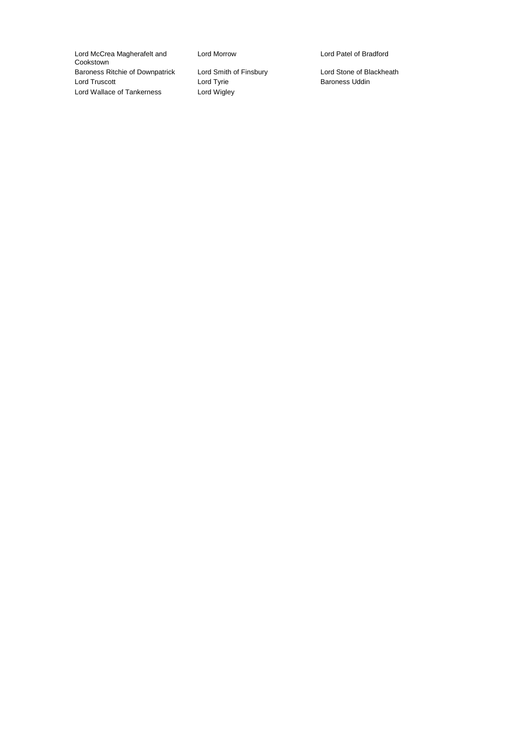Lord McCrea Magherafelt and Cookstown
Lord Morrow
Lord Patel of Bradford
Baroness Ritchie of Downpatrick
Lord Smith of Finsbury
Lord Stone of Blackheath
Lord Truscott
Lord Tyrie
Baroness Uddin
Lord Wallace of Tankerness
Lord Wigley